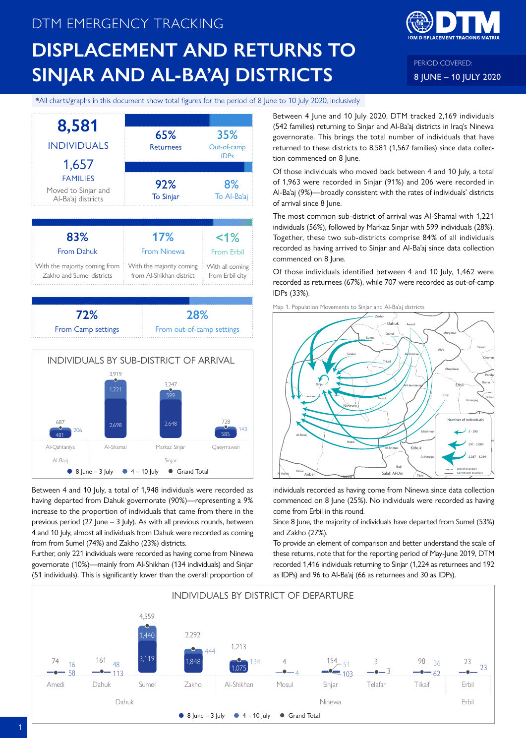DTM EMERGENCY TRACKING

# DISPLACEMENT AND RETURNS TO SINJAR AND AL-BA'AJ DISTRICTS

PERIOD COVERED:
8 JUNE – 10 JULY 2020

*All charts/graphs in this document show total figures for the period of 8 June to 10 July 2020, inclusively

**8,581** INDIVIDUALS
**1,657** FAMILIES
Moved to Sinjar and Al-Ba'aj districts

| 65% Returnees | 35% Out-of-camp IDPs |
|---|---|
| 92% To Sinjar | 8% To Al-Ba'aj |

| 83% From Dahuk | 17% From Ninewa | <1% From Erbil |
|---|---|---|
| With the majority coming from Zakho and Sumel districts | With the majority coming from Al-Shikhan district | With all coming from Erbil city |

| 72% From Camp settings | 28% From out-of-camp settings |
|---|---|

## INDIVIDUALS BY SUB-DISTRICT OF ARRIVAL

| District | Sub-district | 8 June – 3 July | 4 – 10 July | Grand Total |
|---|---|---|---|---|
| Al-Baaj | Al-Qahtaniya | 481 | 206 | 687 |
| Sinjar | Al-Shamal | 2,698 | 1,221 | 3,919 |
| Sinjar | Markaz Sinjar | 2,648 | 599 | 3,247 |
| Sinjar | Qaeyrrawan | 585 | 143 | 728 |

Between 4 and 10 July, a total of 1,948 individuals were recorded as having departed from Dahuk governorate (90%)—representing a 9% increase to the proportion of individuals that came from there in the previous period (27 June – 3 July). As with all previous rounds, between 4 and 10 July, almost all individuals from Dahuk were recorded as coming from Sumel (74%) and Zakho (23%) districts.

Further, only 221 individuals were recorded as having come from Ninewa governorate (10%)—mainly from Al-Shikhan (134 individuals) and Sinjar (51 individuals). This is significantly lower than the overall proportion of individuals recorded as having come from Ninewa since data collection commenced on 8 June (25%). No individuals were recorded as having come from Erbil in this round.

Since 8 June, the majority of individuals have departed from Sumel (53%) and Zakho (27%).

To provide an element of comparison and better understand the scale of these returns, note that for the reporting period of May-June 2019, DTM recorded 1,416 individuals returning to Sinjar (1,224 as returnees and 192 as IDPs) and 96 to Al-Ba'aj (66 as returnees and 30 as IDPs).

Between 4 June and 10 July 2020, DTM tracked 2,169 individuals (542 families) returning to Sinjar and Al-Ba'aj districts in Iraq's Ninewa governorate. This brings the total number of individuals that have returned to these districts to 8,581 (1,567 families) since data collection commenced on 8 June.

Of those individuals who moved back between 4 and 10 July, a total of 1,963 were recorded in Sinjar (91%) and 206 were recorded in Al-Ba'aj (9%)—broadly consistent with the rates of individuals' districts of arrival since 8 June.

The most common sub-district of arrival was Al-Shamal with 1,221 individuals (56%), followed by Markaz Sinjar with 599 individuals (28%). Together, these two sub-districts comprise 84% of all individuals recorded as having arrived to Sinjar and Al-Ba'aj since data collection commenced on 8 June.

Of those individuals identified between 4 and 10 July, 1,462 were recorded as returnees (67%), while 707 were recorded as out-of-camp IDPs (33%).

Map 1. Population Movements to Sinjar and Al-Ba'aj districts

## INDIVIDUALS BY DISTRICT OF DEPARTURE

| Governorate | District | 8 June – 3 July | 4 – 10 July | Grand Total |
|---|---|---|---|---|
| Dahuk | Amedi | 58 | 16 | 74 |
| Dahuk | Dahuk | 113 | 48 | 161 |
| Dahuk | Sumel | 3,119 | 1,440 | 4,559 |
| Dahuk | Zakho | 1,848 | 444 | 2,292 |
| Ninewa | Al-Shikhan | 1,075 | 134 | 1,213 |
| Ninewa | Mosul | 4 | | 4 |
| Ninewa | Sinjar | 103 | 51 | 154 |
| Ninewa | Telafar | 3 | | 3 |
| Ninewa | Tilkaif | 62 | 36 | 98 |
| Erbil | Erbil | 23 | | 23 |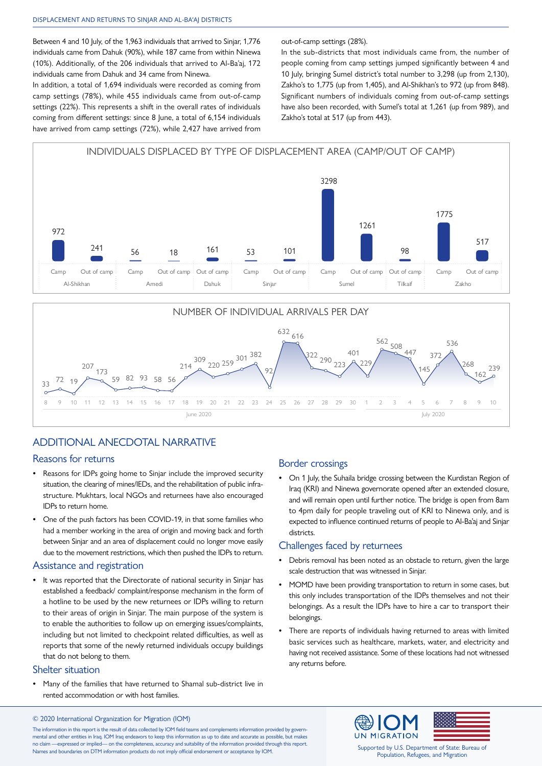Between 4 and 10 July, of the 1,963 individuals that arrived to Sinjar, 1,776 individuals came from Dahuk (90%), while 187 came from within Ninewa (10%). Additionally, of the 206 individuals that arrived to Al-Ba'aj, 172 individuals came from Dahuk and 34 came from Ninewa.

In addition, a total of 1,694 individuals were recorded as coming from camp settings (78%), while 455 individuals came from out-of-camp settings (22%). This represents a shift in the overall rates of individuals coming from different settings: since 8 June, a total of 6,154 individuals have arrived from camp settings (72%), while 2,427 have arrived from out-of-camp settings (28%).

In the sub-districts that most individuals came from, the number of people coming from camp settings jumped significantly between 4 and 10 July, bringing Sumel district's total number to 3,298 (up from 2,130), Zakho's to 1,775 (up from 1,405), and Al-Shikhan's to 972 (up from 848). Significant numbers of individuals coming from out-of-camp settings have also been recorded, with Sumel's total at 1,261 (up from 989), and Zakho's total at 517 (up from 443).

INDIVIDUALS DISPLACED BY TYPE OF DISPLACEMENT AREA (CAMP/OUT OF CAMP)

972 241 56 18 161 53 101 3298 1261 98 1775 517

Camp, Out of camp — Al-Shikhan
Camp, Out of camp — Amedi
Out of camp — Dahuk
Camp, Out of camp — Sinjar
Camp, Out of camp — Sumel
Out of camp — Tilkaif
Camp, Out of camp — Zakho

NUMBER OF INDIVIDUAL ARRIVALS PER DAY

33 72 19 207 173 59 82 93 58 56 214 309 220 259 301 382 92 632 616 322 290 223 401 229 562 508 447 145 372 536 268 162 239

8 9 10 11 12 13 14 15 16 17 18 19 20 21 22 23 24 25 26 27 28 29 30 1 2 3 4 5 6 7 8 9 10

June 2020

July 2020

## ADDITIONAL ANECDOTAL NARRATIVE

### Reasons for returns

- Reasons for IDPs going home to Sinjar include the improved security situation, the clearing of mines/IEDs, and the rehabilitation of public infrastructure. Mukhtars, local NGOs and returnees have also encouraged IDPs to return home.
- One of the push factors has been COVID-19, in that some families who had a member working in the area of origin and moving back and forth between Sinjar and an area of displacement could no longer move easily due to the movement restrictions, which then pushed the IDPs to return.

### Assistance and registration

- It was reported that the Directorate of national security in Sinjar has established a feedback/ complaint/response mechanism in the form of a hotline to be used by the new returnees or IDPs willing to return to their areas of origin in Sinjar. The main purpose of the system is to enable the authorities to follow up on emerging issues/complaints, including but not limited to checkpoint related difficulties, as well as reports that some of the newly returned individuals occupy buildings that do not belong to them.

### Shelter situation

- Many of the families that have returned to Shamal sub-district live in rented accommodation or with host families.

### Border crossings

- On 1 July, the Suhaila bridge crossing between the Kurdistan Region of Iraq (KRI) and Ninewa governorate opened after an extended closure, and will remain open until further notice. The bridge is open from 8am to 4pm daily for people traveling out of KRI to Ninewa only, and is expected to influence continued returns of people to Al-Ba'aj and Sinjar districts.

### Challenges faced by returnees

- Debris removal has been noted as an obstacle to return, given the large scale destruction that was witnessed in Sinjar.
- MOMD have been providing transportation to return in some cases, but this only includes transportation of the IDPs themselves and not their belongings. As a result the IDPs have to hire a car to transport their belongings.
- There are reports of individuals having returned to areas with limited basic services such as healthcare, markets, water, and electricity and having not received assistance. Some of these locations had not witnessed any returns before.

© 2020 International Organization for Migration (IOM)

The information in this report is the result of data collected by IOM field teams and complements information provided by governmental and other entities in Iraq. IOM Iraq endeavors to keep this information as up to date and accurate as possible, but makes no claim —expressed or implied— on the completeness, accuracy and suitability of the information provided through this report. Names and boundaries on DTM information products do not imply official endorsement or acceptance by IOM.

Supported by U.S. Department of State: Bureau of Population, Refugees, and Migration